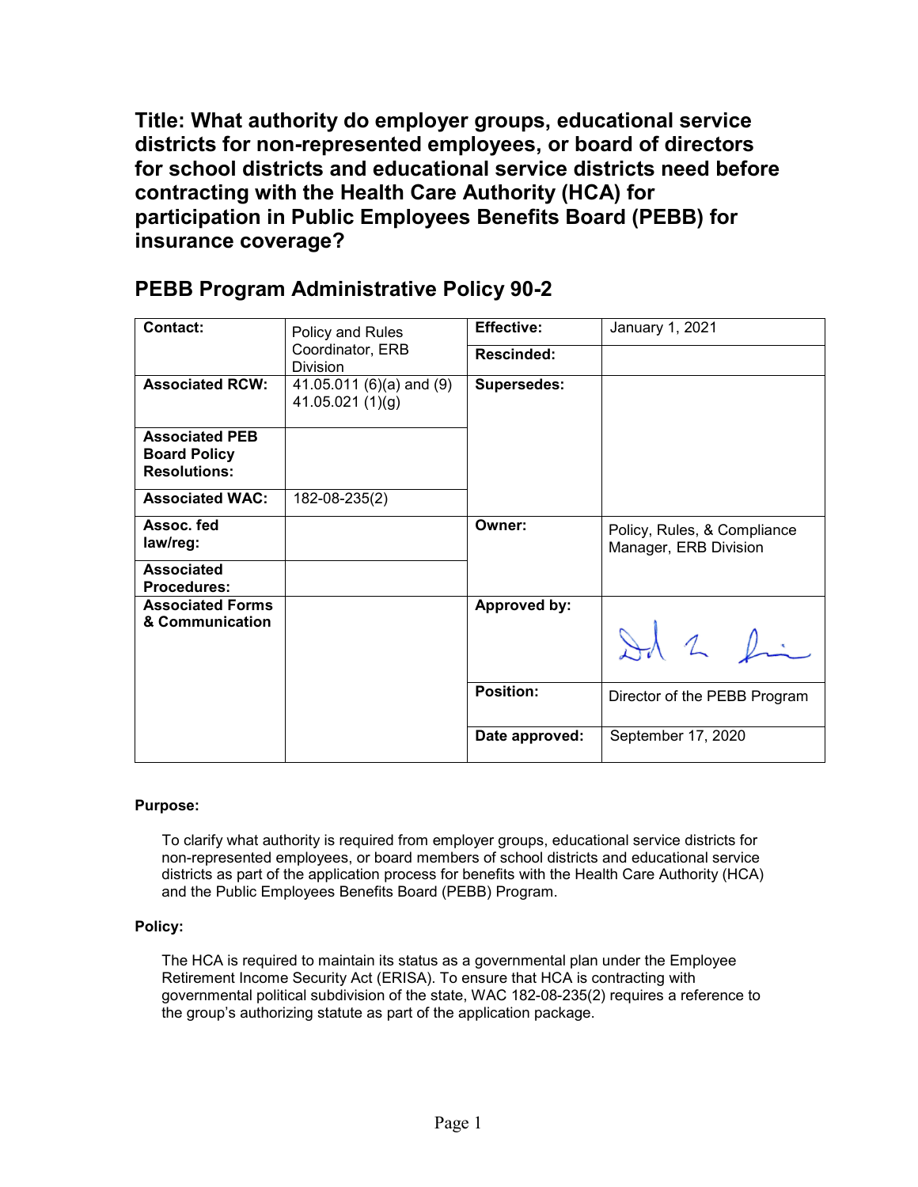# Title: What authority do employer groups, educational service districts for non-represented employees, or board of directors for school districts and educational service districts need before contracting with the Health Care Authority (HCA) for participation in Public Employees Benefits Board (PEBB) for insurance coverage?

## PEBB Program Administrative Policy 90-2

| **Contact:** | Policy and Rules Coordinator, ERB Division | **Effective:** | January 1, 2021 |
|---|---|---|---|
| | | **Rescinded:** | |
| **Associated RCW:** | 41.05.011 (6)(a) and (9)<br>41.05.021 (1)(g) | **Supersedes:** | |
| **Associated PEB Board Policy Resolutions:** | | | |
| **Associated WAC:** | 182-08-235(2) | | |
| **Assoc. fed law/reg:** | | **Owner:** | Policy, Rules, & Compliance Manager, ERB Division |
| **Associated Procedures:** | | | |
| **Associated Forms & Communication** | | **Approved by:** | [signature] |
| | | **Position:** | Director of the PEBB Program |
| | | **Date approved:** | September 17, 2020 |

**Purpose:**

To clarify what authority is required from employer groups, educational service districts for non-represented employees, or board members of school districts and educational service districts as part of the application process for benefits with the Health Care Authority (HCA) and the Public Employees Benefits Board (PEBB) Program.

**Policy:**

The HCA is required to maintain its status as a governmental plan under the Employee Retirement Income Security Act (ERISA). To ensure that HCA is contracting with governmental political subdivision of the state, WAC 182-08-235(2) requires a reference to the group's authorizing statute as part of the application package.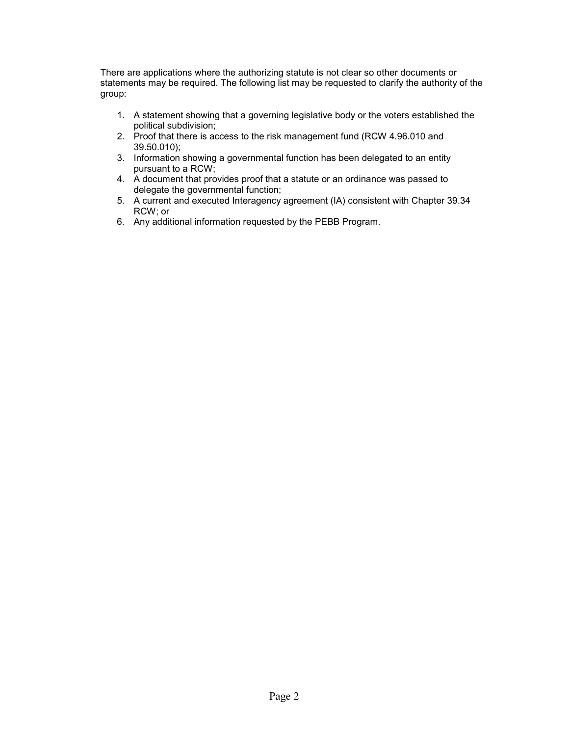There are applications where the authorizing statute is not clear so other documents or statements may be required. The following list may be requested to clarify the authority of the group:

1. A statement showing that a governing legislative body or the voters established the political subdivision;
2. Proof that there is access to the risk management fund (RCW 4.96.010 and 39.50.010);
3. Information showing a governmental function has been delegated to an entity pursuant to a RCW;
4. A document that provides proof that a statute or an ordinance was passed to delegate the governmental function;
5. A current and executed Interagency agreement (IA) consistent with Chapter 39.34 RCW; or
6. Any additional information requested by the PEBB Program.